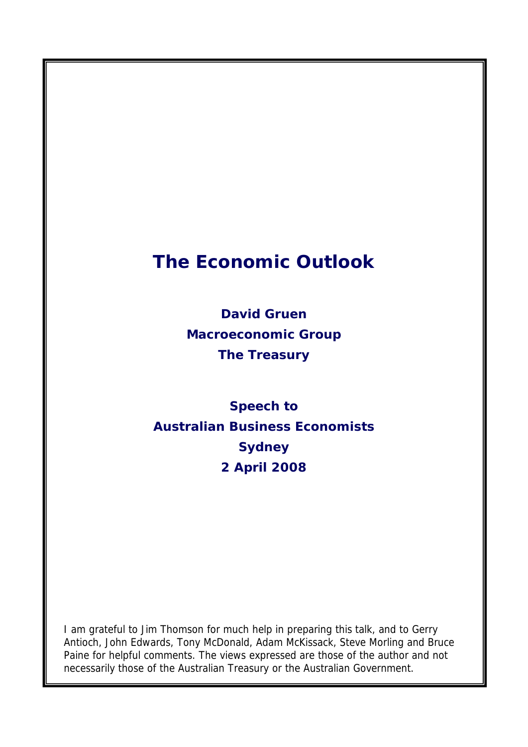# The Economic Outlook

**David Gruen**
**Macroeconomic Group**
**The Treasury**

**Speech to**
**Australian Business Economists**
**Sydney**
**2 April 2008**

I am grateful to Jim Thomson for much help in preparing this talk, and to Gerry Antioch, John Edwards, Tony McDonald, Adam McKissack, Steve Morling and Bruce Paine for helpful comments. The views expressed are those of the author and not necessarily those of the Australian Treasury or the Australian Government.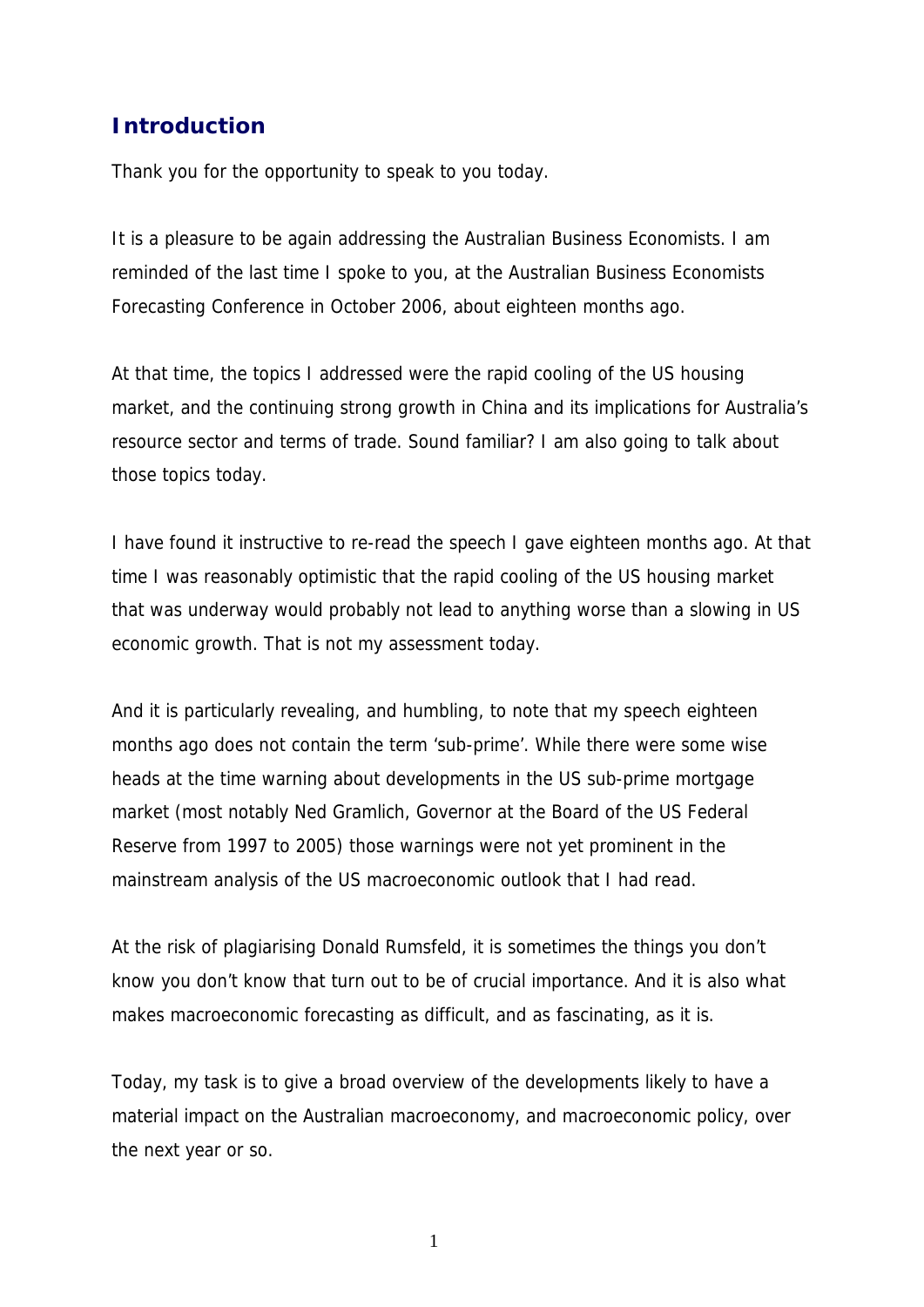## Introduction

Thank you for the opportunity to speak to you today.

It is a pleasure to be again addressing the Australian Business Economists. I am reminded of the last time I spoke to you, at the Australian Business Economists Forecasting Conference in October 2006, about eighteen months ago.

At that time, the topics I addressed were the rapid cooling of the US housing market, and the continuing strong growth in China and its implications for Australia's resource sector and terms of trade. Sound familiar? I am also going to talk about those topics today.

I have found it instructive to re-read the speech I gave eighteen months ago. At that time I was reasonably optimistic that the rapid cooling of the US housing market that was underway would probably not lead to anything worse than a slowing in US economic growth. That is not my assessment today.

And it is particularly revealing, and humbling, to note that my speech eighteen months ago does not contain the term 'sub-prime'. While there were some wise heads at the time warning about developments in the US sub-prime mortgage market (most notably Ned Gramlich, Governor at the Board of the US Federal Reserve from 1997 to 2005) those warnings were not yet prominent in the mainstream analysis of the US macroeconomic outlook that I had read.

At the risk of plagiarising Donald Rumsfeld, it is sometimes the things you don't know you don't know that turn out to be of crucial importance. And it is also what makes macroeconomic forecasting as difficult, and as fascinating, as it is.

Today, my task is to give a broad overview of the developments likely to have a material impact on the Australian macroeconomy, and macroeconomic policy, over the next year or so.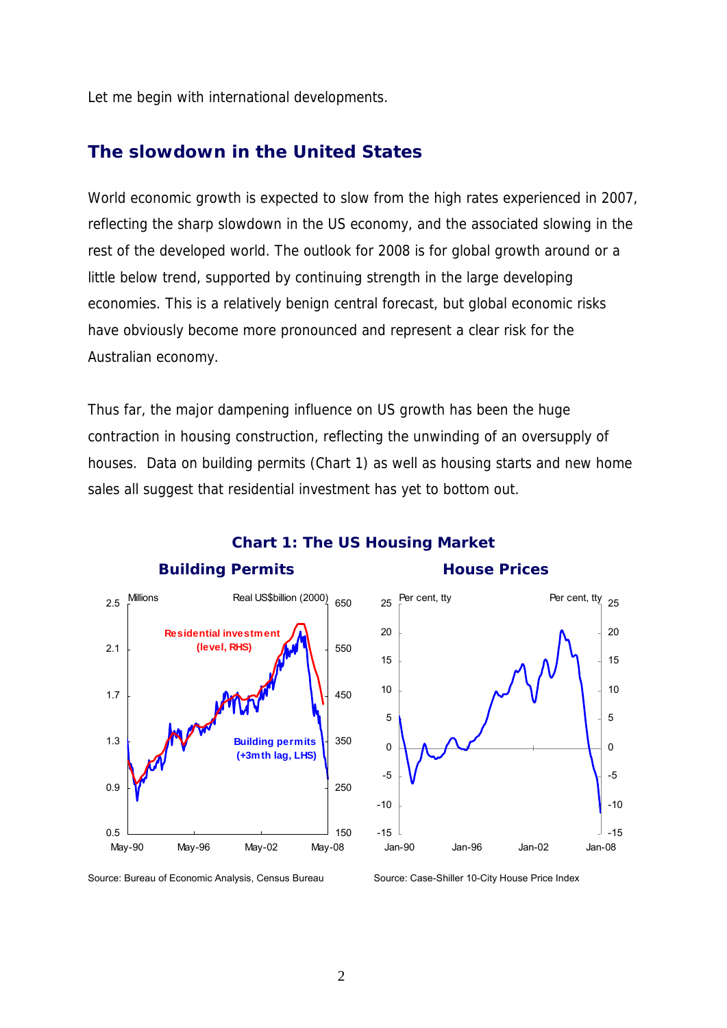Let me begin with international developments.

## The slowdown in the United States

World economic growth is expected to slow from the high rates experienced in 2007, reflecting the sharp slowdown in the US economy, and the associated slowing in the rest of the developed world. The outlook for 2008 is for global growth around or a little below trend, supported by continuing strength in the large developing economies. This is a relatively benign central forecast, but global economic risks have obviously become more pronounced and represent a clear risk for the Australian economy.

Thus far, the major dampening influence on US growth has been the huge contraction in housing construction, reflecting the unwinding of an oversupply of houses. Data on building permits (Chart 1) as well as housing starts and new home sales all suggest that residential investment has yet to bottom out.

**Chart 1: The US Housing Market**

**Building Permits**

Source: Bureau of Economic Analysis, Census Bureau

**House Prices**

Source: Case-Shiller 10-City House Price Index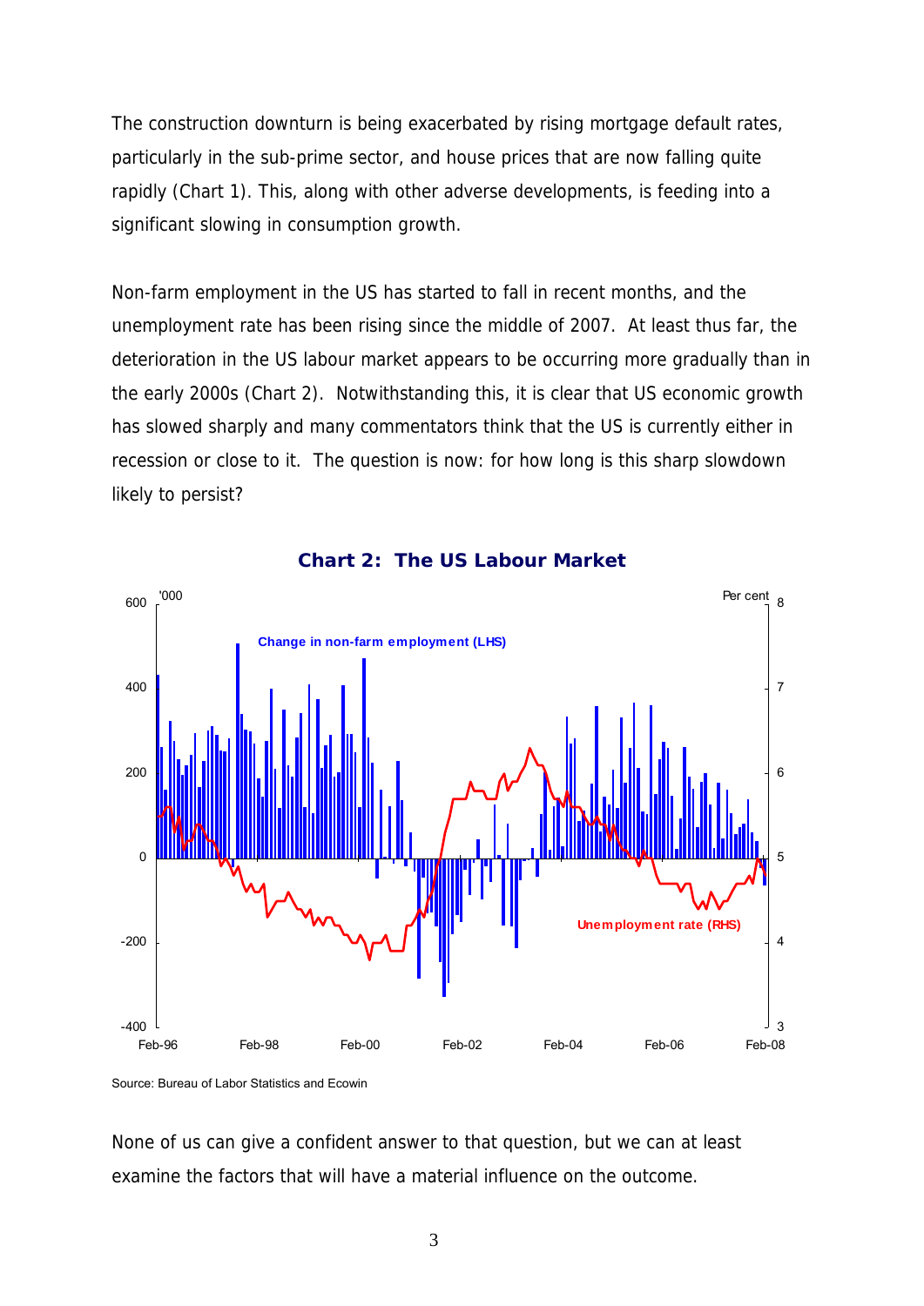The construction downturn is being exacerbated by rising mortgage default rates, particularly in the sub-prime sector, and house prices that are now falling quite rapidly (Chart 1). This, along with other adverse developments, is feeding into a significant slowing in consumption growth.

Non-farm employment in the US has started to fall in recent months, and the unemployment rate has been rising since the middle of 2007. At least thus far, the deterioration in the US labour market appears to be occurring more gradually than in the early 2000s (Chart 2). Notwithstanding this, it is clear that US economic growth has slowed sharply and many commentators think that the US is currently either in recession or close to it. The question is now: for how long is this sharp slowdown likely to persist?

**Chart 2: The US Labour Market**

Source: Bureau of Labor Statistics and Ecowin

None of us can give a confident answer to that question, but we can at least examine the factors that will have a material influence on the outcome.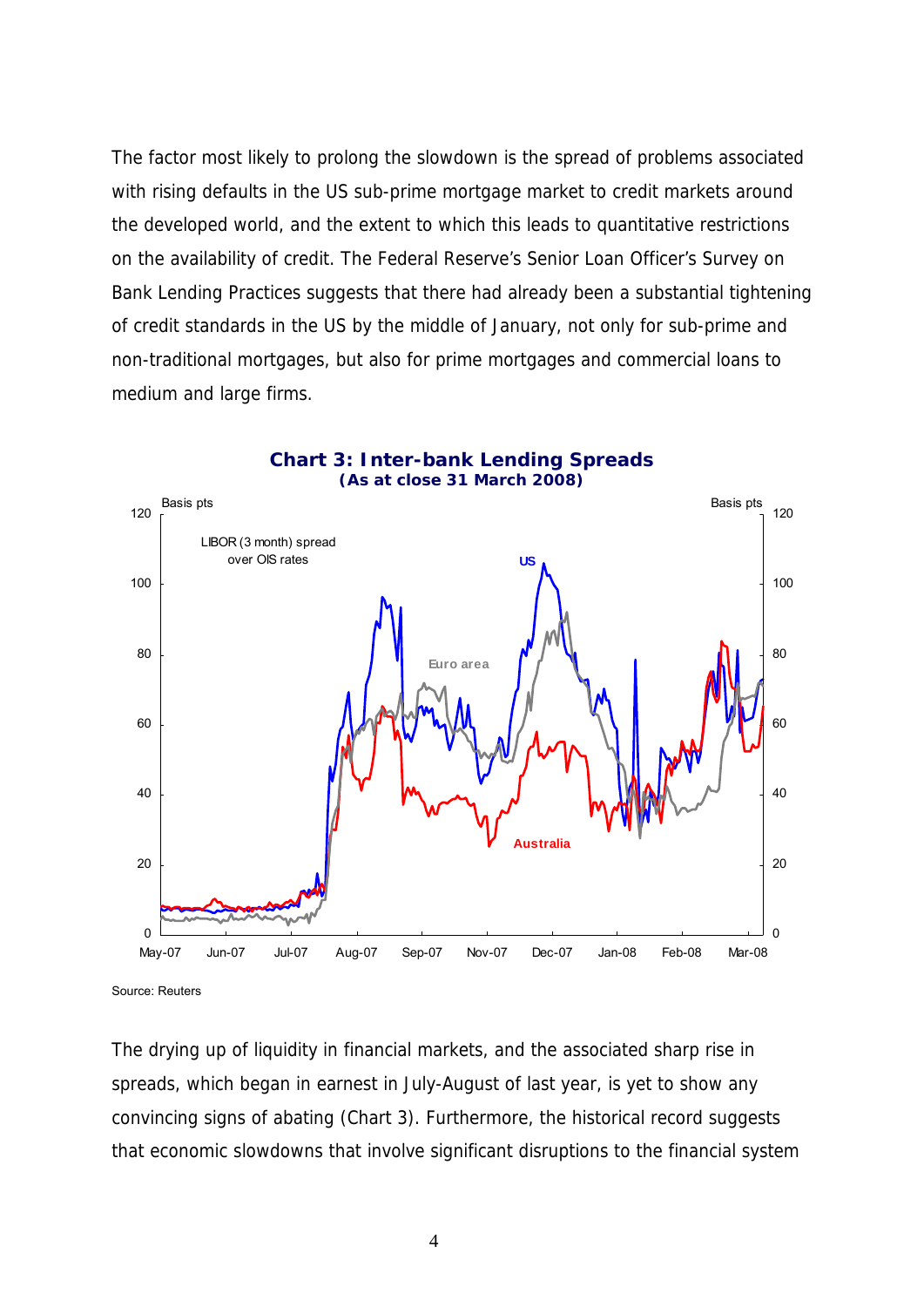The factor most likely to prolong the slowdown is the spread of problems associated with rising defaults in the US sub-prime mortgage market to credit markets around the developed world, and the extent to which this leads to quantitative restrictions on the availability of credit. The Federal Reserve's Senior Loan Officer's Survey on Bank Lending Practices suggests that there had already been a substantial tightening of credit standards in the US by the middle of January, not only for sub-prime and non-traditional mortgages, but also for prime mortgages and commercial loans to medium and large firms.

**Chart 3: Inter-bank Lending Spreads**
**(As at close 31 March 2008)**

Source: Reuters

The drying up of liquidity in financial markets, and the associated sharp rise in spreads, which began in earnest in July-August of last year, is yet to show any convincing signs of abating (Chart 3). Furthermore, the historical record suggests that economic slowdowns that involve significant disruptions to the financial system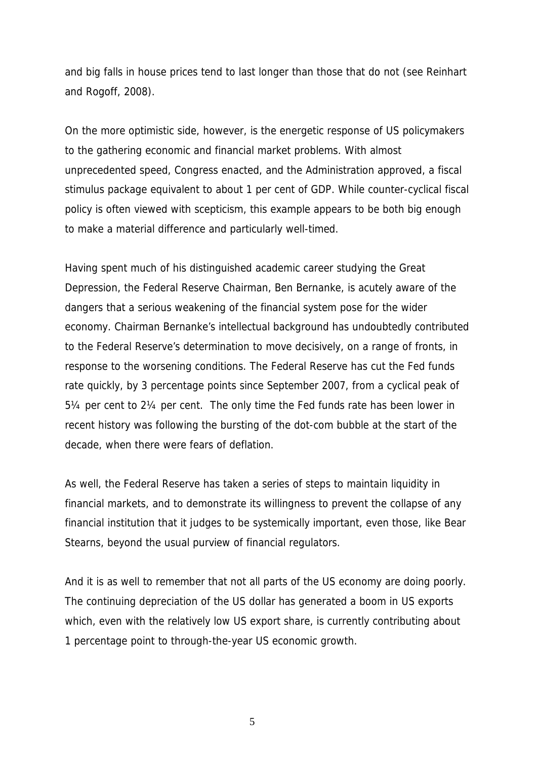and big falls in house prices tend to last longer than those that do not (see Reinhart and Rogoff, 2008).

On the more optimistic side, however, is the energetic response of US policymakers to the gathering economic and financial market problems. With almost unprecedented speed, Congress enacted, and the Administration approved, a fiscal stimulus package equivalent to about 1 per cent of GDP. While counter-cyclical fiscal policy is often viewed with scepticism, this example appears to be both big enough to make a material difference and particularly well-timed.

Having spent much of his distinguished academic career studying the Great Depression, the Federal Reserve Chairman, Ben Bernanke, is acutely aware of the dangers that a serious weakening of the financial system pose for the wider economy. Chairman Bernanke's intellectual background has undoubtedly contributed to the Federal Reserve's determination to move decisively, on a range of fronts, in response to the worsening conditions. The Federal Reserve has cut the Fed funds rate quickly, by 3 percentage points since September 2007, from a cyclical peak of 5¼ per cent to 2¼ per cent. The only time the Fed funds rate has been lower in recent history was following the bursting of the dot-com bubble at the start of the decade, when there were fears of deflation.

As well, the Federal Reserve has taken a series of steps to maintain liquidity in financial markets, and to demonstrate its willingness to prevent the collapse of any financial institution that it judges to be systemically important, even those, like Bear Stearns, beyond the usual purview of financial regulators.

And it is as well to remember that not all parts of the US economy are doing poorly. The continuing depreciation of the US dollar has generated a boom in US exports which, even with the relatively low US export share, is currently contributing about 1 percentage point to through-the-year US economic growth.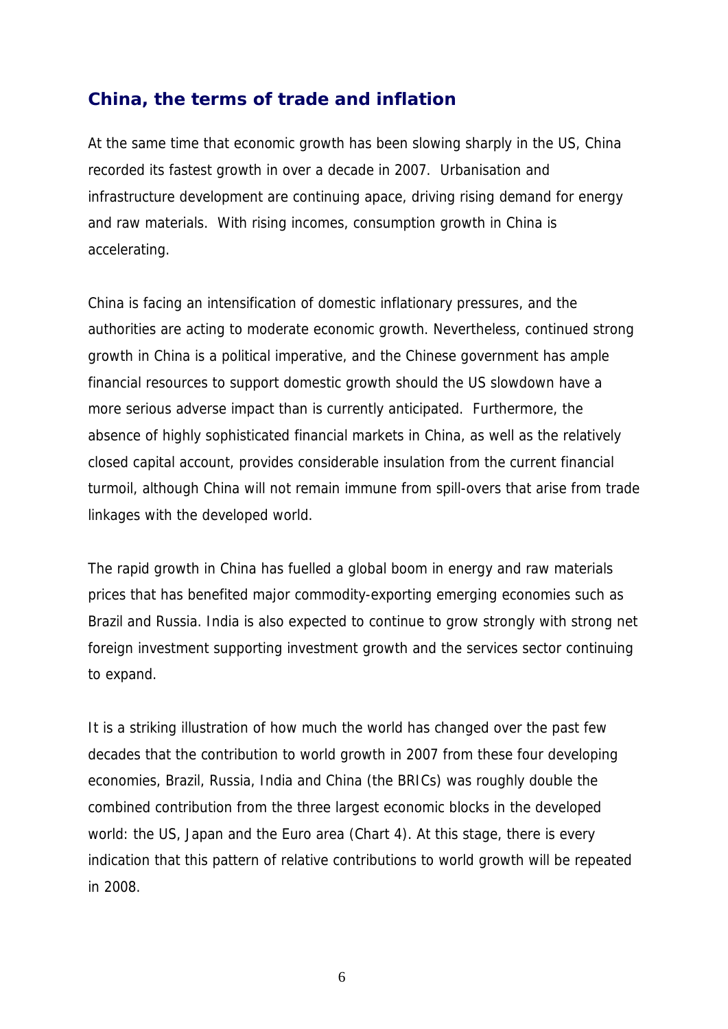## China, the terms of trade and inflation

At the same time that economic growth has been slowing sharply in the US, China recorded its fastest growth in over a decade in 2007. Urbanisation and infrastructure development are continuing apace, driving rising demand for energy and raw materials. With rising incomes, consumption growth in China is accelerating.

China is facing an intensification of domestic inflationary pressures, and the authorities are acting to moderate economic growth. Nevertheless, continued strong growth in China is a political imperative, and the Chinese government has ample financial resources to support domestic growth should the US slowdown have a more serious adverse impact than is currently anticipated. Furthermore, the absence of highly sophisticated financial markets in China, as well as the relatively closed capital account, provides considerable insulation from the current financial turmoil, although China will not remain immune from spill-overs that arise from trade linkages with the developed world.

The rapid growth in China has fuelled a global boom in energy and raw materials prices that has benefited major commodity-exporting emerging economies such as Brazil and Russia. India is also expected to continue to grow strongly with strong net foreign investment supporting investment growth and the services sector continuing to expand.

It is a striking illustration of how much the world has changed over the past few decades that the contribution to world growth in 2007 from these four developing economies, Brazil, Russia, India and China (the BRICs) was roughly double the combined contribution from the three largest economic blocks in the developed world: the US, Japan and the Euro area (Chart 4). At this stage, there is every indication that this pattern of relative contributions to world growth will be repeated in 2008.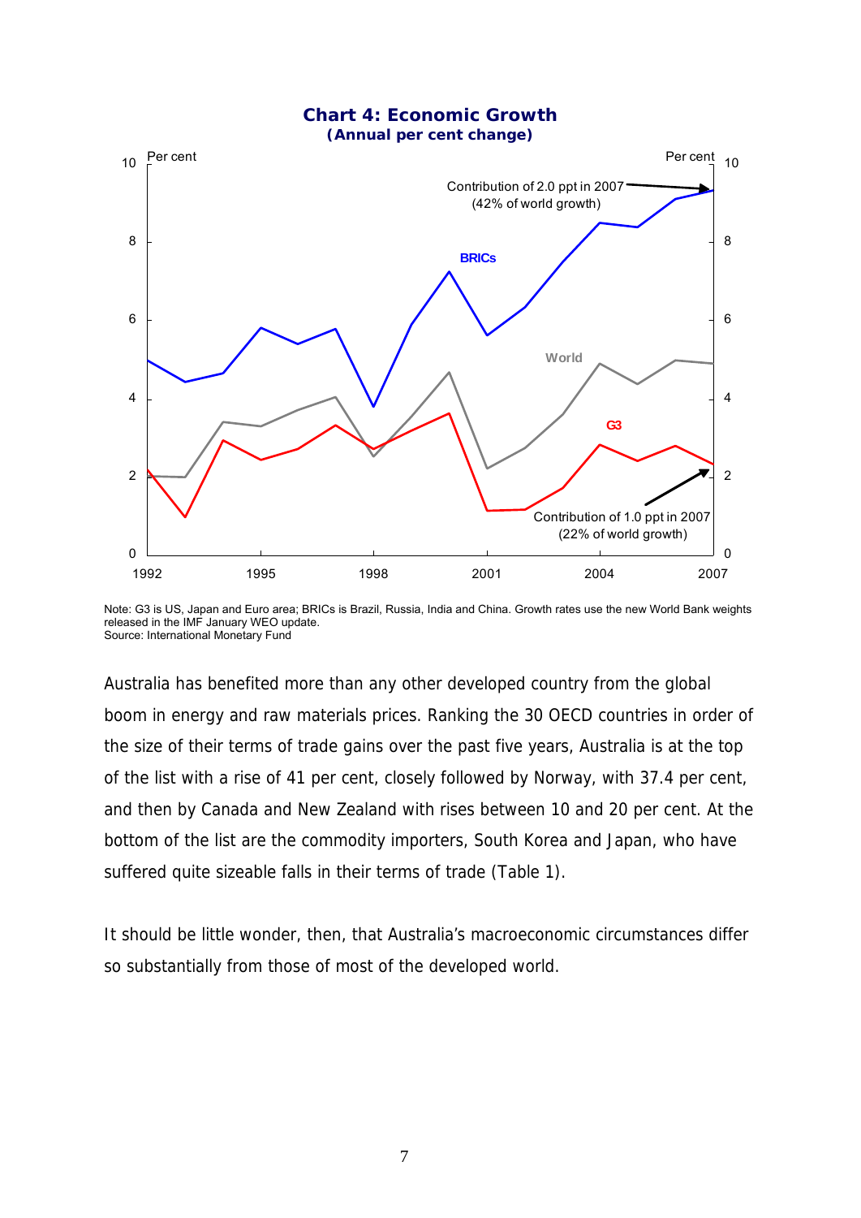**Chart 4: Economic Growth**
**(Annual per cent change)**

Note: G3 is US, Japan and Euro area; BRICs is Brazil, Russia, India and China. Growth rates use the new World Bank weights released in the IMF January WEO update.
Source: International Monetary Fund

Australia has benefited more than any other developed country from the global boom in energy and raw materials prices. Ranking the 30 OECD countries in order of the size of their terms of trade gains over the past five years, Australia is at the top of the list with a rise of 41 per cent, closely followed by Norway, with 37.4 per cent, and then by Canada and New Zealand with rises between 10 and 20 per cent. At the bottom of the list are the commodity importers, South Korea and Japan, who have suffered quite sizeable falls in their terms of trade (Table 1).

It should be little wonder, then, that Australia's macroeconomic circumstances differ so substantially from those of most of the developed world.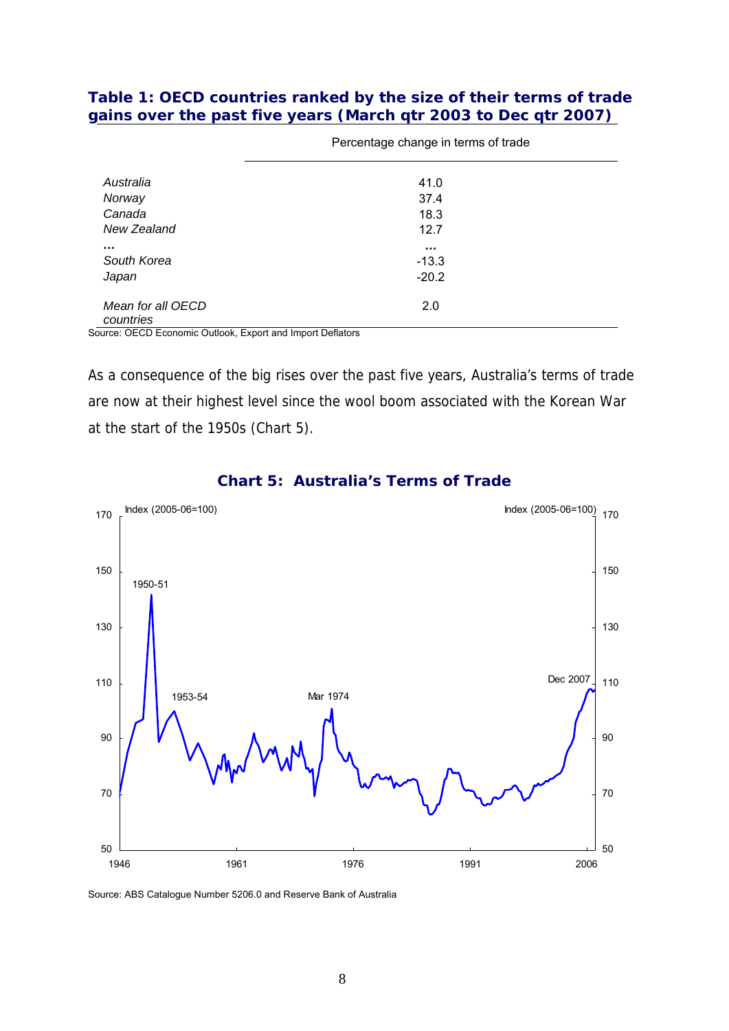**Table 1: OECD countries ranked by the size of their terms of trade gains over the past five years (March qtr 2003 to Dec qtr 2007)**

| | Percentage change in terms of trade |
|---|---|
| *Australia* | 41.0 |
| *Norway* | 37.4 |
| *Canada* | 18.3 |
| *New Zealand* | 12.7 |
| *...* | ... |
| *South Korea* | -13.3 |
| *Japan* | -20.2 |
| *Mean for all OECD countries* | 2.0 |

Source: OECD Economic Outlook, Export and Import Deflators

As a consequence of the big rises over the past five years, Australia's terms of trade are now at their highest level since the wool boom associated with the Korean War at the start of the 1950s (Chart 5).

**Chart 5: Australia's Terms of Trade**

Source: ABS Catalogue Number 5206.0 and Reserve Bank of Australia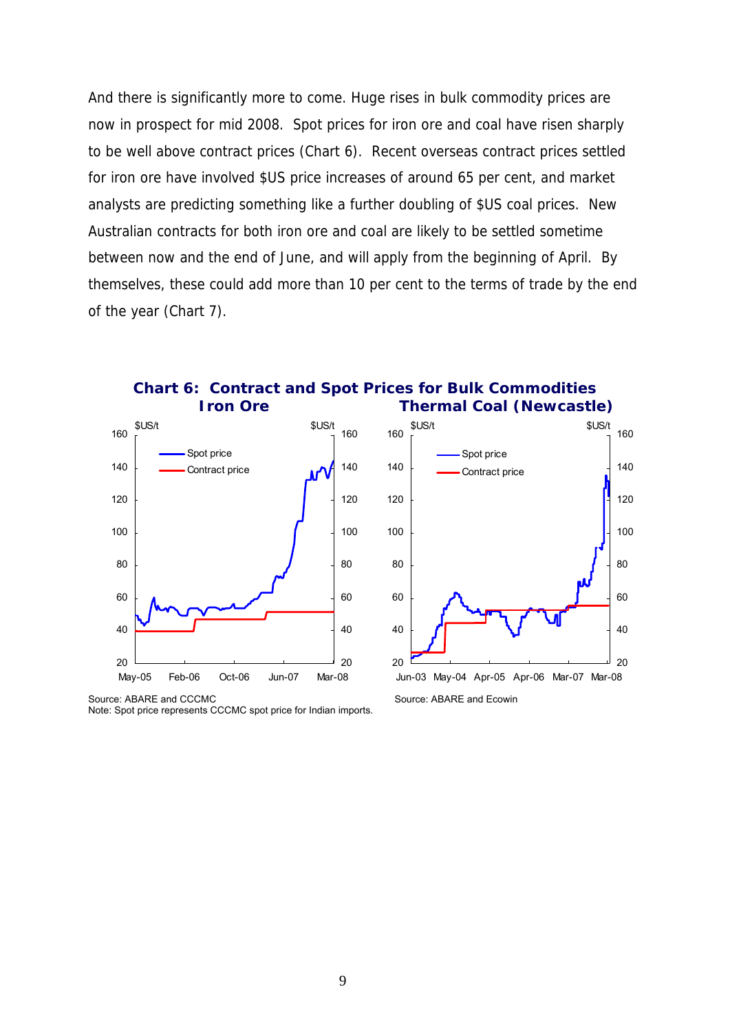And there is significantly more to come. Huge rises in bulk commodity prices are now in prospect for mid 2008. Spot prices for iron ore and coal have risen sharply to be well above contract prices (Chart 6). Recent overseas contract prices settled for iron ore have involved $US price increases of around 65 per cent, and market analysts are predicting something like a further doubling of $US coal prices. New Australian contracts for both iron ore and coal are likely to be settled sometime between now and the end of June, and will apply from the beginning of April. By themselves, these could add more than 10 per cent to the terms of trade by the end of the year (Chart 7).

**Chart 6: Contract and Spot Prices for Bulk Commodities**

**Iron Ore** | **Thermal Coal (Newcastle)**

Source: ABARE and CCCMC
Note: Spot price represents CCCMC spot price for Indian imports.

Source: ABARE and Ecowin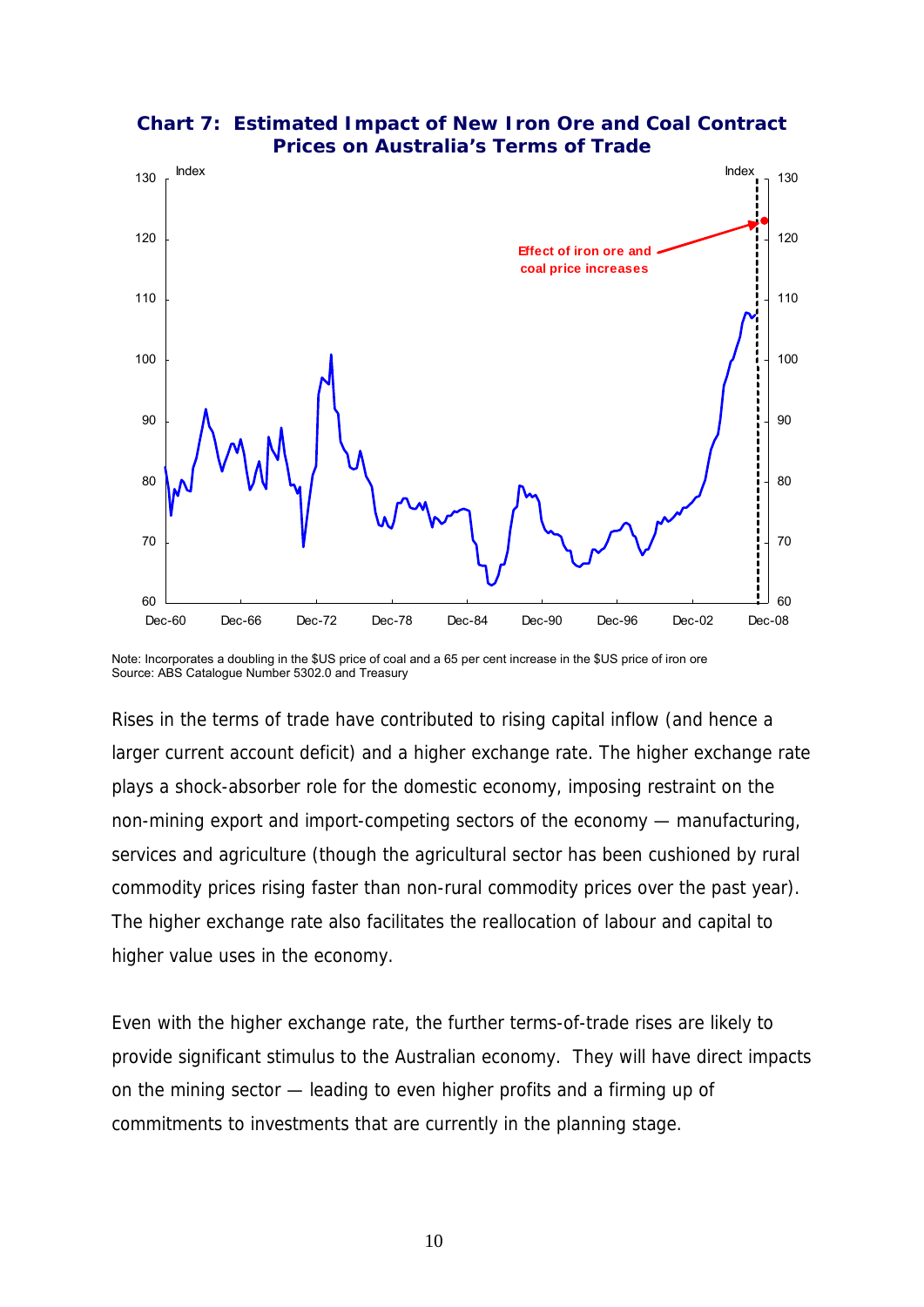**Chart 7: Estimated Impact of New Iron Ore and Coal Contract Prices on Australia's Terms of Trade**

Note: Incorporates a doubling in the $US price of coal and a 65 per cent increase in the $US price of iron ore
Source: ABS Catalogue Number 5302.0 and Treasury

Rises in the terms of trade have contributed to rising capital inflow (and hence a larger current account deficit) and a higher exchange rate. The higher exchange rate plays a shock-absorber role for the domestic economy, imposing restraint on the non-mining export and import-competing sectors of the economy — manufacturing, services and agriculture (though the agricultural sector has been cushioned by rural commodity prices rising faster than non-rural commodity prices over the past year). The higher exchange rate also facilitates the reallocation of labour and capital to higher value uses in the economy.

Even with the higher exchange rate, the further terms-of-trade rises are likely to provide significant stimulus to the Australian economy. They will have direct impacts on the mining sector — leading to even higher profits and a firming up of commitments to investments that are currently in the planning stage.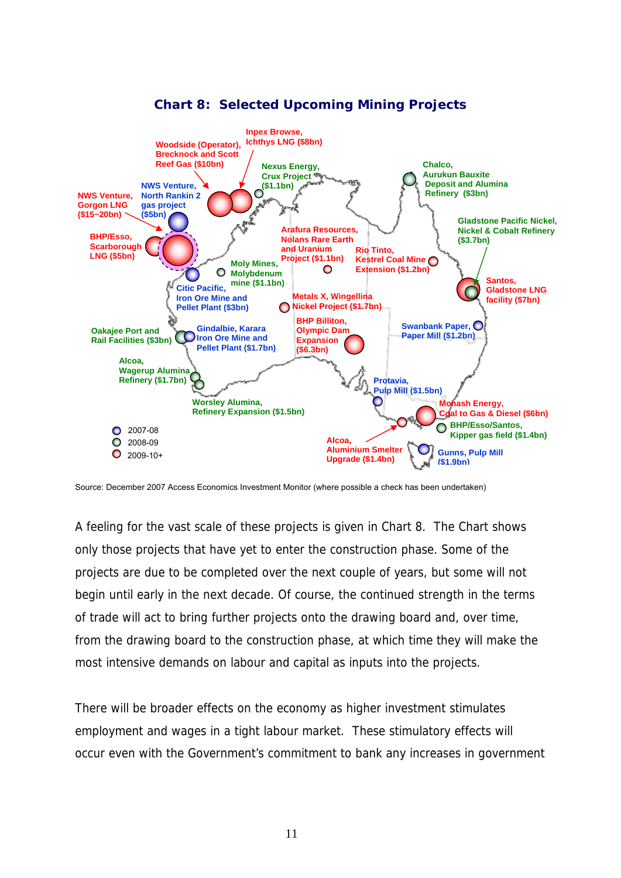**Chart 8: Selected Upcoming Mining Projects**

Source: December 2007 Access Economics Investment Monitor (where possible a check has been undertaken)

A feeling for the vast scale of these projects is given in Chart 8. The Chart shows only those projects that have yet to enter the construction phase. Some of the projects are due to be completed over the next couple of years, but some will not begin until early in the next decade. Of course, the continued strength in the terms of trade will act to bring further projects onto the drawing board and, over time, from the drawing board to the construction phase, at which time they will make the most intensive demands on labour and capital as inputs into the projects.

There will be broader effects on the economy as higher investment stimulates employment and wages in a tight labour market. These stimulatory effects will occur even with the Government's commitment to bank any increases in government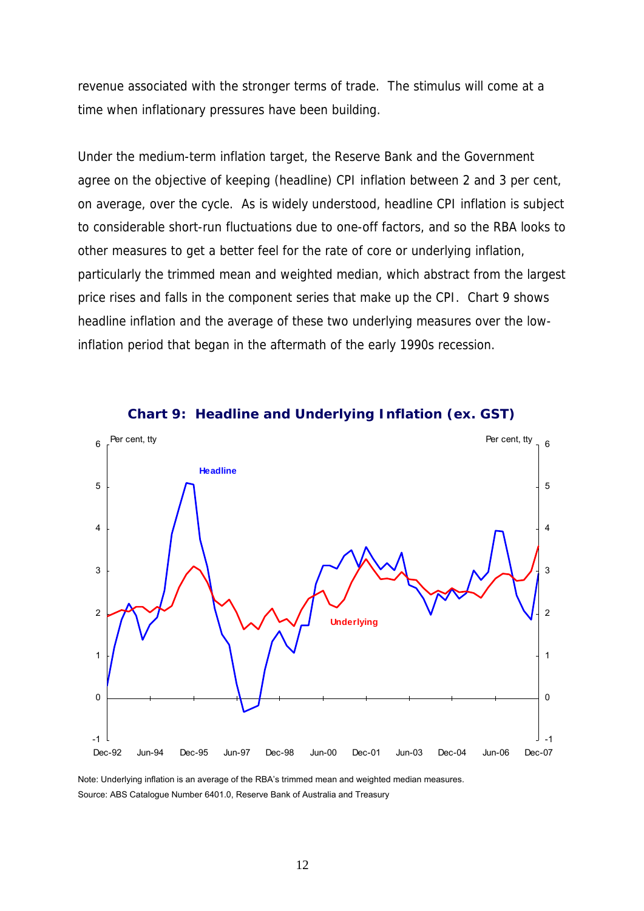revenue associated with the stronger terms of trade. The stimulus will come at a time when inflationary pressures have been building.

Under the medium-term inflation target, the Reserve Bank and the Government agree on the objective of keeping (headline) CPI inflation between 2 and 3 per cent, on average, over the cycle. As is widely understood, headline CPI inflation is subject to considerable short-run fluctuations due to one-off factors, and so the RBA looks to other measures to get a better feel for the rate of core or underlying inflation, particularly the trimmed mean and weighted median, which abstract from the largest price rises and falls in the component series that make up the CPI. Chart 9 shows headline inflation and the average of these two underlying measures over the low-inflation period that began in the aftermath of the early 1990s recession.

**Chart 9: Headline and Underlying Inflation (ex. GST)**

Note: Underlying inflation is an average of the RBA's trimmed mean and weighted median measures.
Source: ABS Catalogue Number 6401.0, Reserve Bank of Australia and Treasury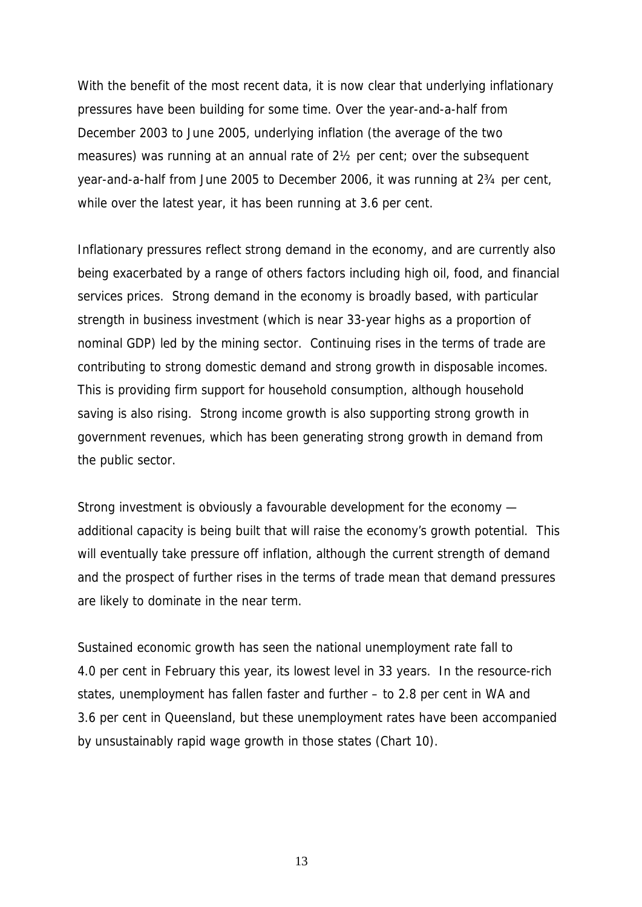With the benefit of the most recent data, it is now clear that underlying inflationary pressures have been building for some time. Over the year-and-a-half from December 2003 to June 2005, underlying inflation (the average of the two measures) was running at an annual rate of 2½ per cent; over the subsequent year-and-a-half from June 2005 to December 2006, it was running at 2¾ per cent, while over the latest year, it has been running at 3.6 per cent.

Inflationary pressures reflect strong demand in the economy, and are currently also being exacerbated by a range of others factors including high oil, food, and financial services prices. Strong demand in the economy is broadly based, with particular strength in business investment (which is near 33-year highs as a proportion of nominal GDP) led by the mining sector. Continuing rises in the terms of trade are contributing to strong domestic demand and strong growth in disposable incomes. This is providing firm support for household consumption, although household saving is also rising. Strong income growth is also supporting strong growth in government revenues, which has been generating strong growth in demand from the public sector.

Strong investment is obviously a favourable development for the economy — additional capacity is being built that will raise the economy's growth potential. This will eventually take pressure off inflation, although the current strength of demand and the prospect of further rises in the terms of trade mean that demand pressures are likely to dominate in the near term.

Sustained economic growth has seen the national unemployment rate fall to 4.0 per cent in February this year, its lowest level in 33 years. In the resource-rich states, unemployment has fallen faster and further – to 2.8 per cent in WA and 3.6 per cent in Queensland, but these unemployment rates have been accompanied by unsustainably rapid wage growth in those states (Chart 10).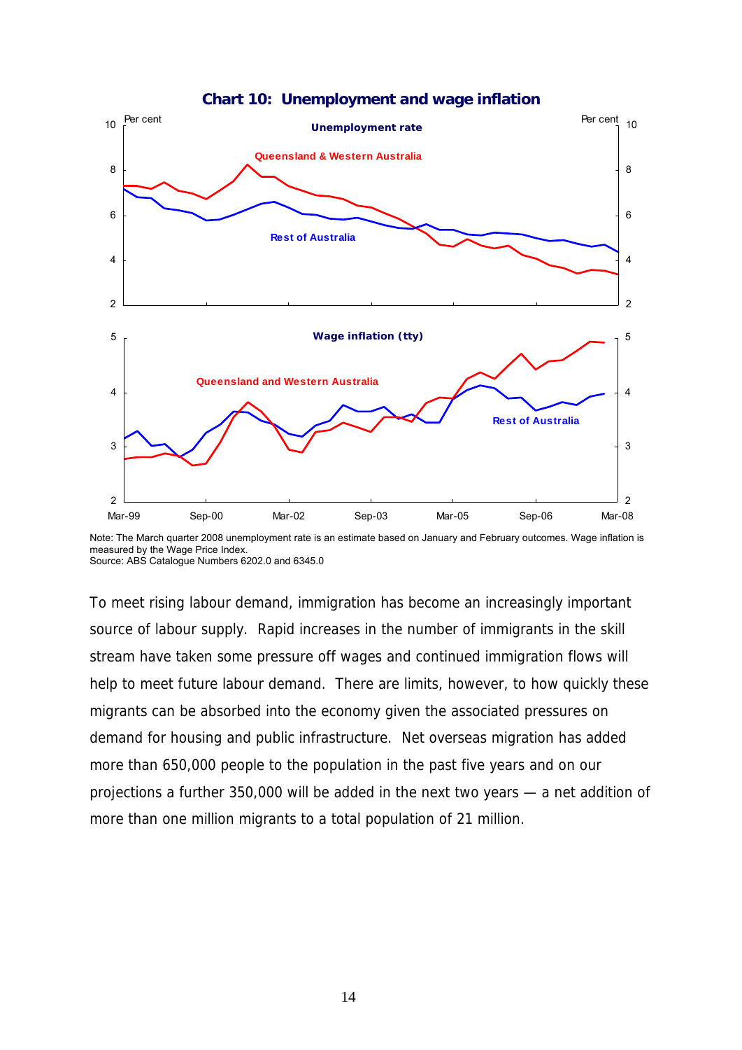**Chart 10: Unemployment and wage inflation**

Note: The March quarter 2008 unemployment rate is an estimate based on January and February outcomes. Wage inflation is measured by the Wage Price Index.
Source: ABS Catalogue Numbers 6202.0 and 6345.0

To meet rising labour demand, immigration has become an increasingly important source of labour supply. Rapid increases in the number of immigrants in the skill stream have taken some pressure off wages and continued immigration flows will help to meet future labour demand. There are limits, however, to how quickly these migrants can be absorbed into the economy given the associated pressures on demand for housing and public infrastructure. Net overseas migration has added more than 650,000 people to the population in the past five years and on our projections a further 350,000 will be added in the next two years — a net addition of more than one million migrants to a total population of 21 million.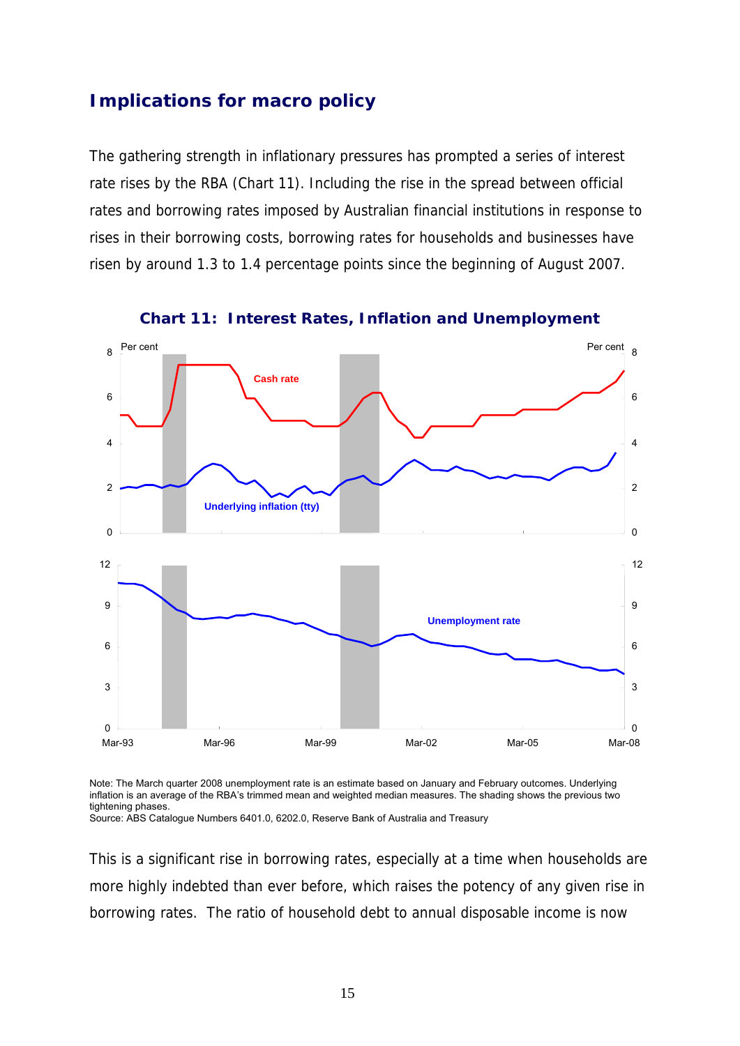## Implications for macro policy

The gathering strength in inflationary pressures has prompted a series of interest rate rises by the RBA (Chart 11). Including the rise in the spread between official rates and borrowing rates imposed by Australian financial institutions in response to rises in their borrowing costs, borrowing rates for households and businesses have risen by around 1.3 to 1.4 percentage points since the beginning of August 2007.

### Chart 11: Interest Rates, Inflation and Unemployment

Note: The March quarter 2008 unemployment rate is an estimate based on January and February outcomes. Underlying inflation is an average of the RBA's trimmed mean and weighted median measures. The shading shows the previous two tightening phases.
Source: ABS Catalogue Numbers 6401.0, 6202.0, Reserve Bank of Australia and Treasury

This is a significant rise in borrowing rates, especially at a time when households are more highly indebted than ever before, which raises the potency of any given rise in borrowing rates. The ratio of household debt to annual disposable income is now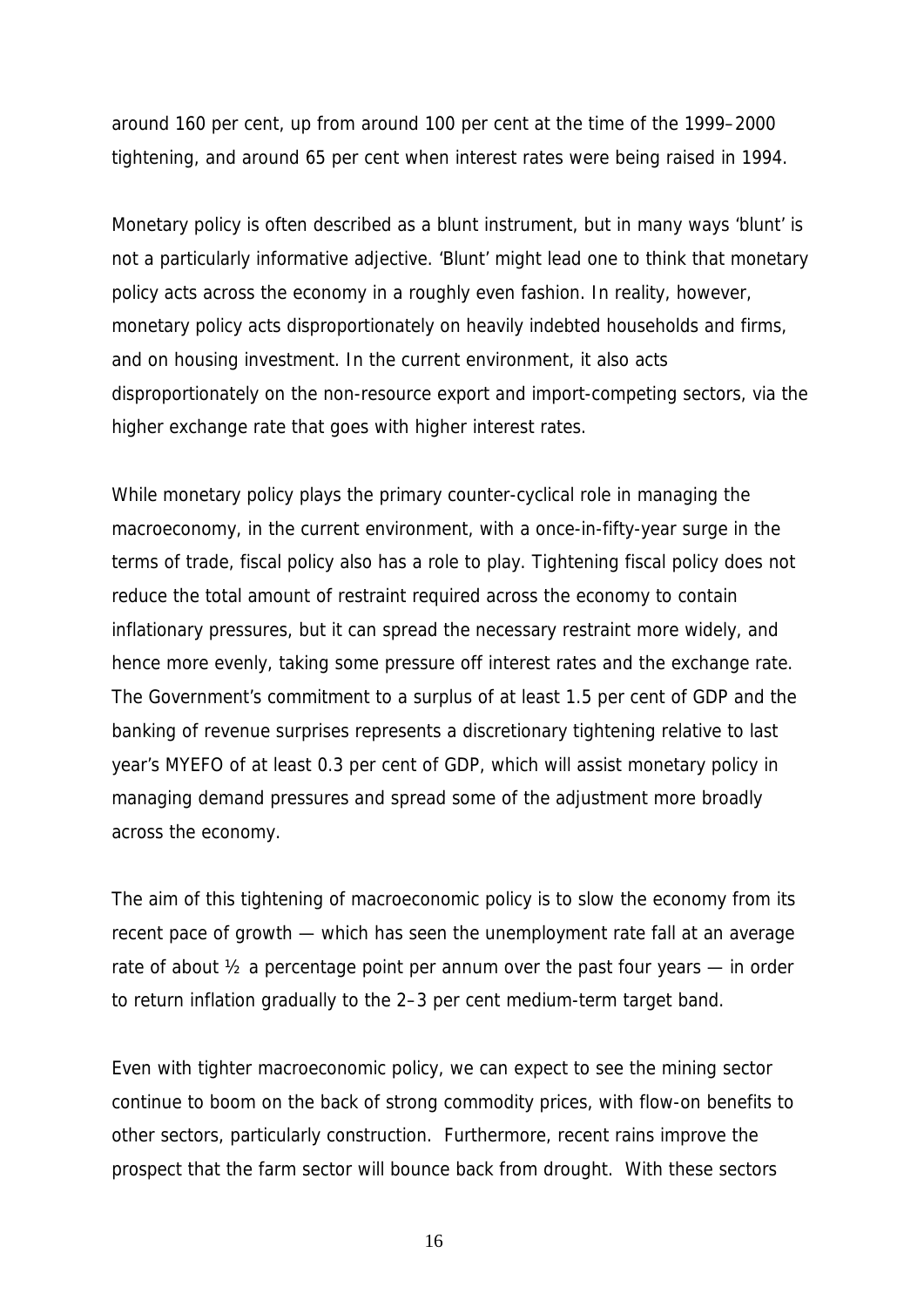around 160 per cent, up from around 100 per cent at the time of the 1999–2000 tightening, and around 65 per cent when interest rates were being raised in 1994.

Monetary policy is often described as a blunt instrument, but in many ways 'blunt' is not a particularly informative adjective. 'Blunt' might lead one to think that monetary policy acts across the economy in a roughly even fashion. In reality, however, monetary policy acts disproportionately on heavily indebted households and firms, and on housing investment. In the current environment, it also acts disproportionately on the non-resource export and import-competing sectors, via the higher exchange rate that goes with higher interest rates.

While monetary policy plays the primary counter-cyclical role in managing the macroeconomy, in the current environment, with a once-in-fifty-year surge in the terms of trade, fiscal policy also has a role to play. Tightening fiscal policy does not reduce the total amount of restraint required across the economy to contain inflationary pressures, but it can spread the necessary restraint more widely, and hence more evenly, taking some pressure off interest rates and the exchange rate. The Government's commitment to a surplus of at least 1.5 per cent of GDP and the banking of revenue surprises represents a discretionary tightening relative to last year's MYEFO of at least 0.3 per cent of GDP, which will assist monetary policy in managing demand pressures and spread some of the adjustment more broadly across the economy.

The aim of this tightening of macroeconomic policy is to slow the economy from its recent pace of growth — which has seen the unemployment rate fall at an average rate of about ½ a percentage point per annum over the past four years — in order to return inflation gradually to the 2–3 per cent medium-term target band.

Even with tighter macroeconomic policy, we can expect to see the mining sector continue to boom on the back of strong commodity prices, with flow-on benefits to other sectors, particularly construction. Furthermore, recent rains improve the prospect that the farm sector will bounce back from drought. With these sectors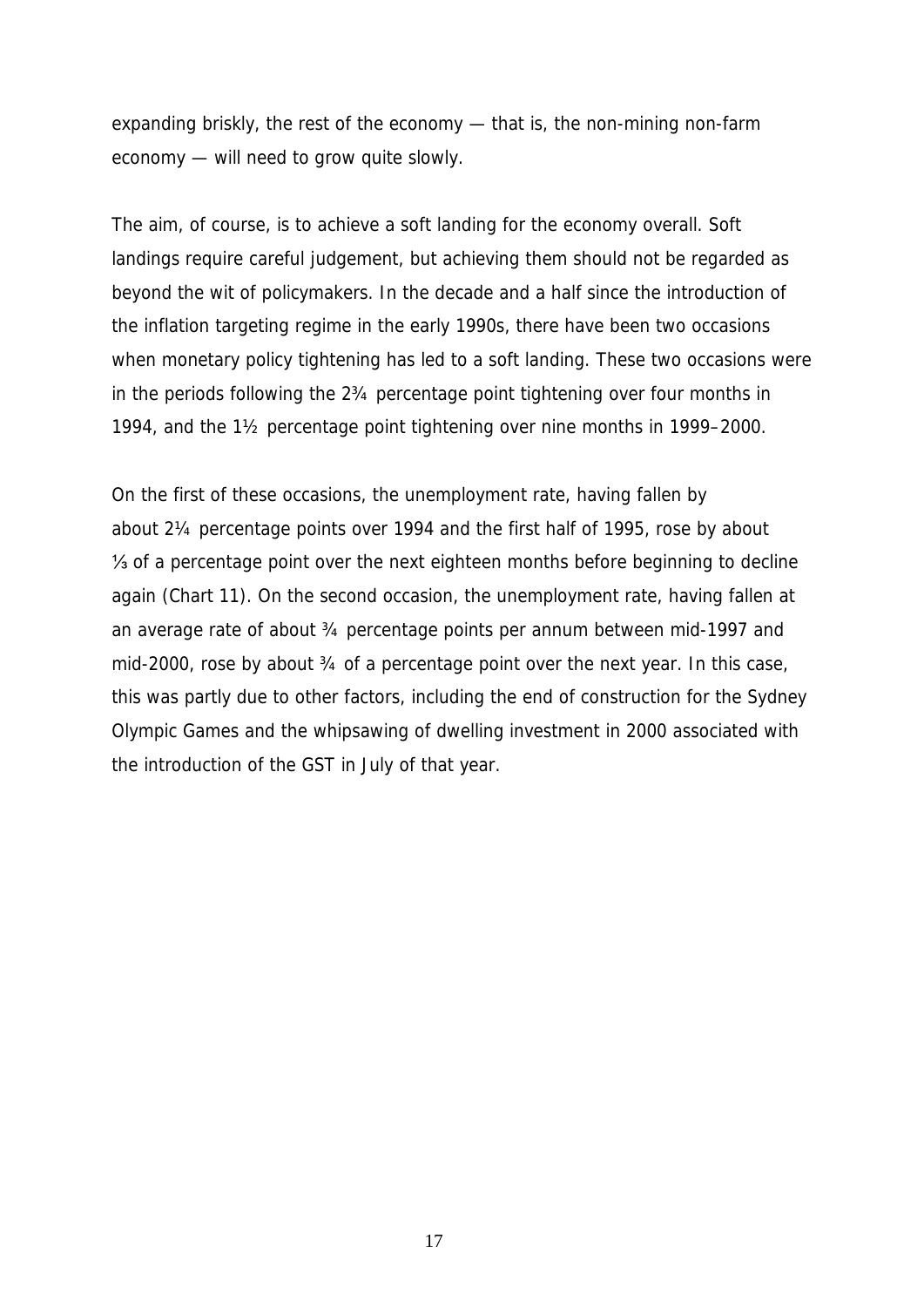expanding briskly, the rest of the economy — that is, the non-mining non-farm economy — will need to grow quite slowly.

The aim, of course, is to achieve a soft landing for the economy overall. Soft landings require careful judgement, but achieving them should not be regarded as beyond the wit of policymakers. In the decade and a half since the introduction of the inflation targeting regime in the early 1990s, there have been two occasions when monetary policy tightening has led to a soft landing. These two occasions were in the periods following the 2¾ percentage point tightening over four months in 1994, and the 1½ percentage point tightening over nine months in 1999–2000.

On the first of these occasions, the unemployment rate, having fallen by about 2¼ percentage points over 1994 and the first half of 1995, rose by about ⅓ of a percentage point over the next eighteen months before beginning to decline again (Chart 11). On the second occasion, the unemployment rate, having fallen at an average rate of about ¾ percentage points per annum between mid-1997 and mid-2000, rose by about ¾ of a percentage point over the next year. In this case, this was partly due to other factors, including the end of construction for the Sydney Olympic Games and the whipsawing of dwelling investment in 2000 associated with the introduction of the GST in July of that year.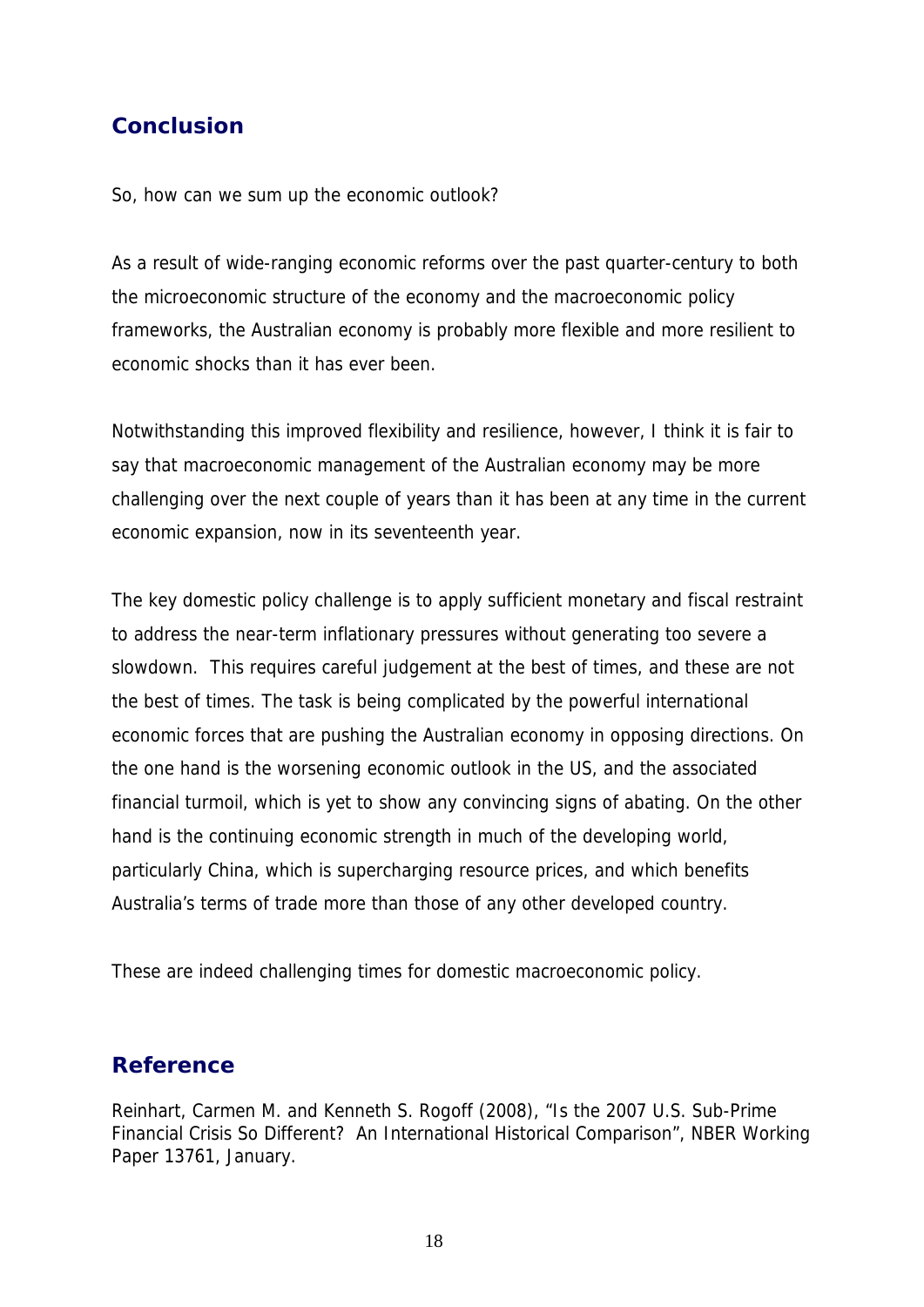## Conclusion

So, how can we sum up the economic outlook?

As a result of wide-ranging economic reforms over the past quarter-century to both the microeconomic structure of the economy and the macroeconomic policy frameworks, the Australian economy is probably more flexible and more resilient to economic shocks than it has ever been.

Notwithstanding this improved flexibility and resilience, however, I think it is fair to say that macroeconomic management of the Australian economy may be more challenging over the next couple of years than it has been at any time in the current economic expansion, now in its seventeenth year.

The key domestic policy challenge is to apply sufficient monetary and fiscal restraint to address the near-term inflationary pressures without generating too severe a slowdown. This requires careful judgement at the best of times, and these are not the best of times. The task is being complicated by the powerful international economic forces that are pushing the Australian economy in opposing directions. On the one hand is the worsening economic outlook in the US, and the associated financial turmoil, which is yet to show any convincing signs of abating. On the other hand is the continuing economic strength in much of the developing world, particularly China, which is supercharging resource prices, and which benefits Australia's terms of trade more than those of any other developed country.

These are indeed challenging times for domestic macroeconomic policy.

## Reference

Reinhart, Carmen M. and Kenneth S. Rogoff (2008), "Is the 2007 U.S. Sub-Prime Financial Crisis So Different? An International Historical Comparison", NBER Working Paper 13761, January.